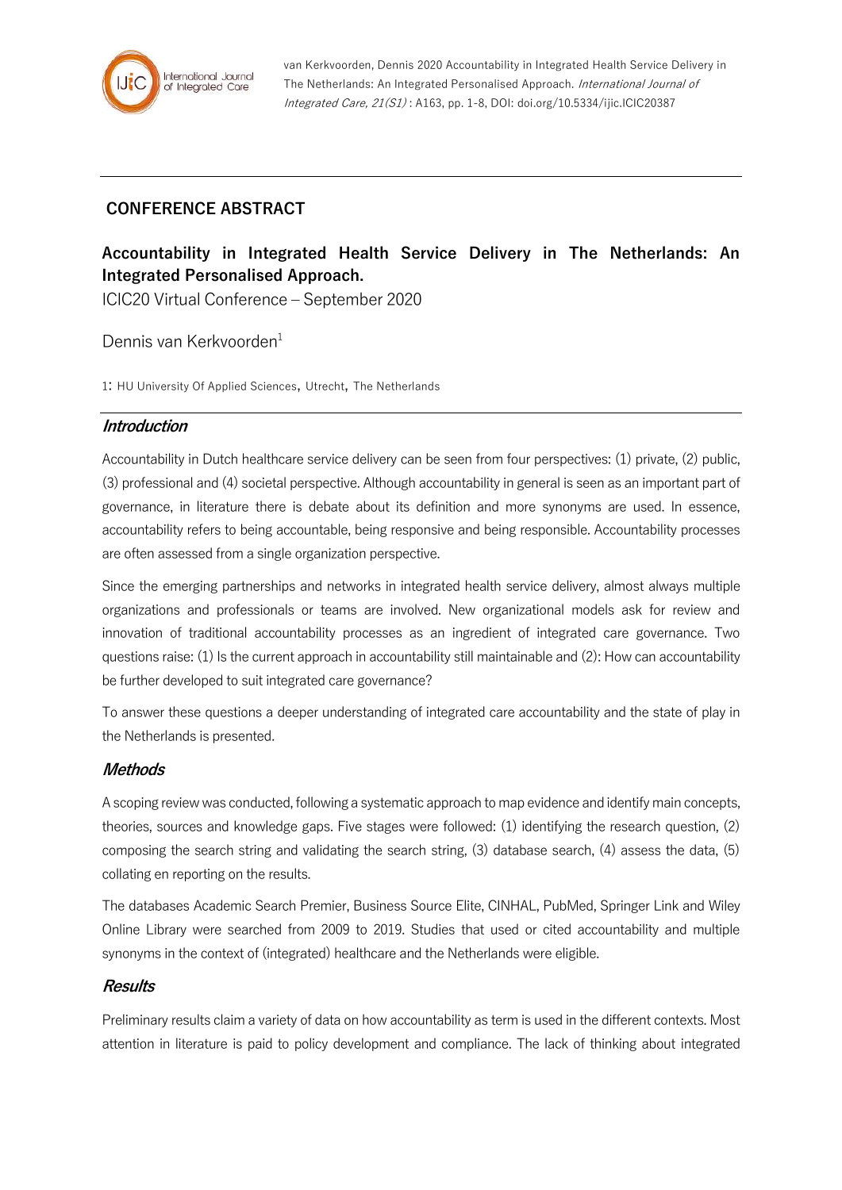van Kerkvoorden, Dennis 2020 Accountability in Integrated Health Service Delivery in The Netherlands: An Integrated Personalised Approach. *International Journal of Integrated Care, 21(S1)* : A163, pp. 1-8, DOI: doi.org/10.5334/ijic.ICIC20387

## CONFERENCE ABSTRACT

# Accountability in Integrated Health Service Delivery in The Netherlands: An Integrated Personalised Approach.

ICIC20 Virtual Conference – September 2020

Dennis van Kerkvoorden[1]

1: HU University Of Applied Sciences, Utrecht, The Netherlands

## *Introduction*

Accountability in Dutch healthcare service delivery can be seen from four perspectives: (1) private, (2) public, (3) professional and (4) societal perspective. Although accountability in general is seen as an important part of governance, in literature there is debate about its definition and more synonyms are used. In essence, accountability refers to being accountable, being responsive and being responsible. Accountability processes are often assessed from a single organization perspective.

Since the emerging partnerships and networks in integrated health service delivery, almost always multiple organizations and professionals or teams are involved. New organizational models ask for review and innovation of traditional accountability processes as an ingredient of integrated care governance. Two questions raise: (1) Is the current approach in accountability still maintainable and (2): How can accountability be further developed to suit integrated care governance?

To answer these questions a deeper understanding of integrated care accountability and the state of play in the Netherlands is presented.

## *Methods*

A scoping review was conducted, following a systematic approach to map evidence and identify main concepts, theories, sources and knowledge gaps. Five stages were followed: (1) identifying the research question, (2) composing the search string and validating the search string, (3) database search, (4) assess the data, (5) collating en reporting on the results.

The databases Academic Search Premier, Business Source Elite, CINHAL, PubMed, Springer Link and Wiley Online Library were searched from 2009 to 2019. Studies that used or cited accountability and multiple synonyms in the context of (integrated) healthcare and the Netherlands were eligible.

## *Results*

Preliminary results claim a variety of data on how accountability as term is used in the different contexts. Most attention in literature is paid to policy development and compliance. The lack of thinking about integrated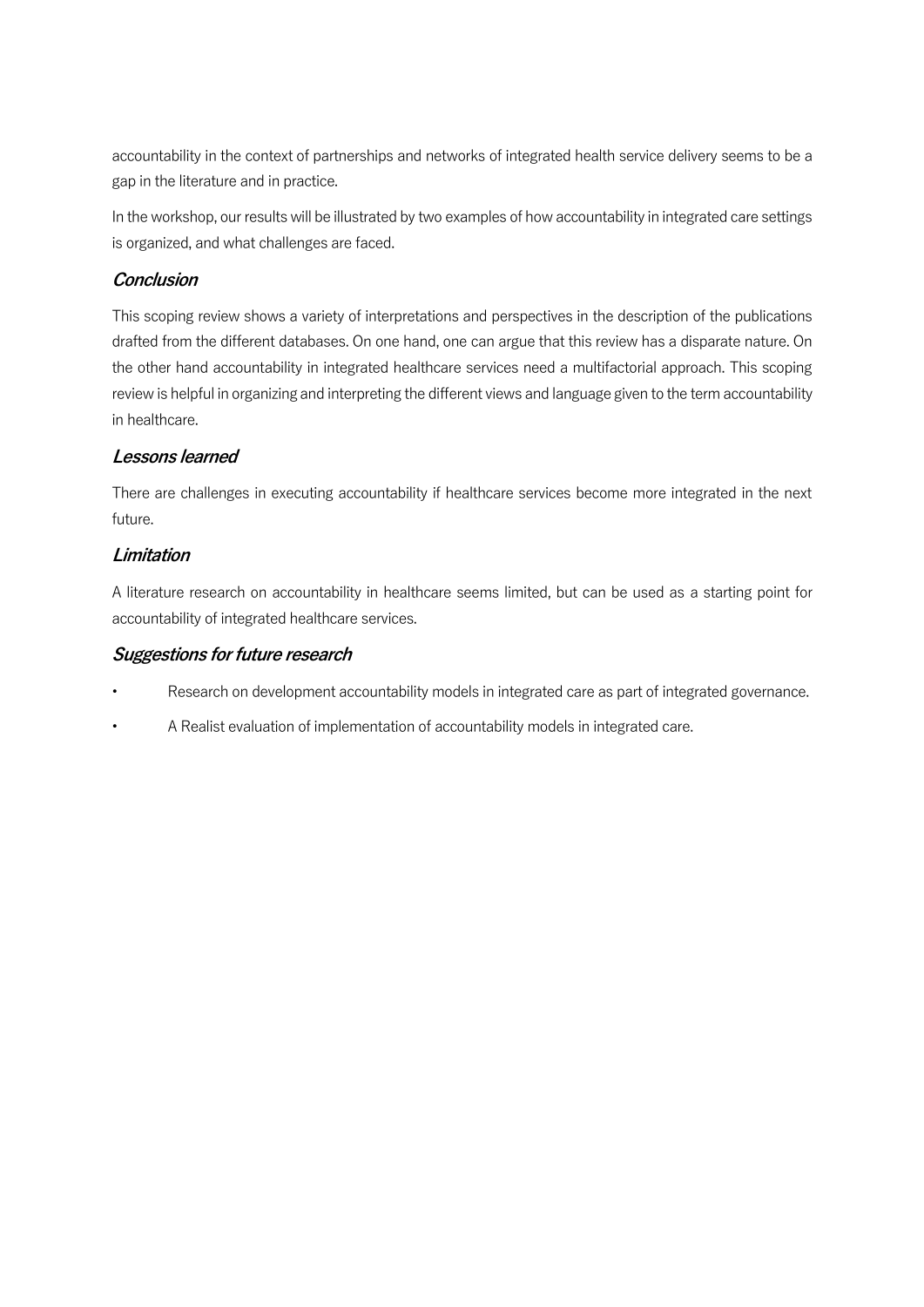accountability in the context of partnerships and networks of integrated health service delivery seems to be a gap in the literature and in practice.

In the workshop, our results will be illustrated by two examples of how accountability in integrated care settings is organized, and what challenges are faced.

### *Conclusion*

This scoping review shows a variety of interpretations and perspectives in the description of the publications drafted from the different databases. On one hand, one can argue that this review has a disparate nature. On the other hand accountability in integrated healthcare services need a multifactorial approach. This scoping review is helpful in organizing and interpreting the different views and language given to the term accountability in healthcare.

### *Lessons learned*

There are challenges in executing accountability if healthcare services become more integrated in the next future.

### *Limitation*

A literature research on accountability in healthcare seems limited, but can be used as a starting point for accountability of integrated healthcare services.

### *Suggestions for future research*

- Research on development accountability models in integrated care as part of integrated governance.
- A Realist evaluation of implementation of accountability models in integrated care.